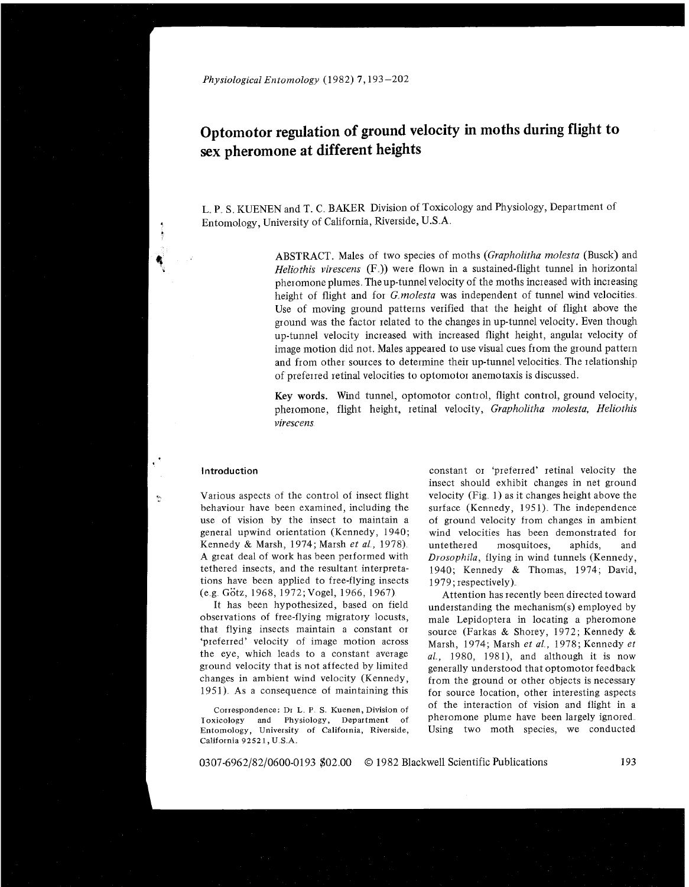# Optomotor regulation of ground velocity in moths during flight to sex pheromone at different heights

L. P. S. KUENEN and T. C. BAKER Division of Toxicology and Physiology, Department of Entomology, University of California, Riverside, U.S.A.

ABSTRACT. Males of two species of moths (*Grapholitha molesta* (Busck) and *Heliothis virescens* (F.)) were flown in a sustained-flight tunnel in horizontal pheromone plumes. The up-tunnel velocity of the moths increased with increasing height of flight and for *G.molesta* was independent of tunnel wind velocities. Use of moving ground patterns verified that the height of flight above the ground was the factor related to the changes in up-tunnel velocity. Even though up-tunnel velocity increased with increased flight height, angular velocity of image motion did not. Males appeared to use visual cues from the ground pattern and from other sources to determine their up-tunnel velocities. The relationship of preferred retinal velocities to optomotor anemotaxis is discussed.

**Key words.** Wind tunnel, optomotor control, flight control, ground velocity, pheromone, flight height, retinal velocity, *Grapholitha molesta, Heliothis virescens*.

## Introduction

Various aspects of the control of insect flight behaviour have been examined, including the use of vision by the insect to maintain a general upwind orientation (Kennedy, 1940; Kennedy & Marsh, 1974; Marsh *et al.*, 1978). A great deal of work has been performed with tethered insects, and the resultant interpretations have been applied to free-flying insects (e.g. Götz, 1968, 1972; Vogel, 1966, 1967).

It has been hypothesized, based on field observations of free-flying migratory locusts, that flying insects maintain a constant or 'preferred' velocity of image motion across the eye, which leads to a constant average ground velocity that is not affected by limited changes in ambient wind velocity (Kennedy, 1951). As a consequence of maintaining this constant or 'preferred' retinal velocity the insect should exhibit changes in net ground velocity (Fig. 1) as it changes height above the surface (Kennedy, 1951). The independence of ground velocity from changes in ambient wind velocities has been demonstrated for untethered mosquitoes, aphids, and *Drosophila*, flying in wind tunnels (Kennedy, 1940; Kennedy & Thomas, 1974; David, 1979; respectively).

Attention has recently been directed toward understanding the mechanism(s) employed by male Lepidoptera in locating a pheromone source (Farkas & Shorey, 1972; Kennedy & Marsh, 1974; Marsh *et al.*, 1978; Kennedy *et al.*, 1980, 1981), and although it is now generally understood that optomotor feedback from the ground or other objects is necessary for source location, other interesting aspects of the interaction of vision and flight in a pheromone plume have been largely ignored. Using two moth species, we conducted

Correspondence: Dr L. P. S. Kuenen, Division of Toxicology and Physiology, Department of Entomology, University of California, Riverside, California 92521, U.S.A.

0307-6962/82/0600-0193 $02.00 © 1982 Blackwell Scientific Publications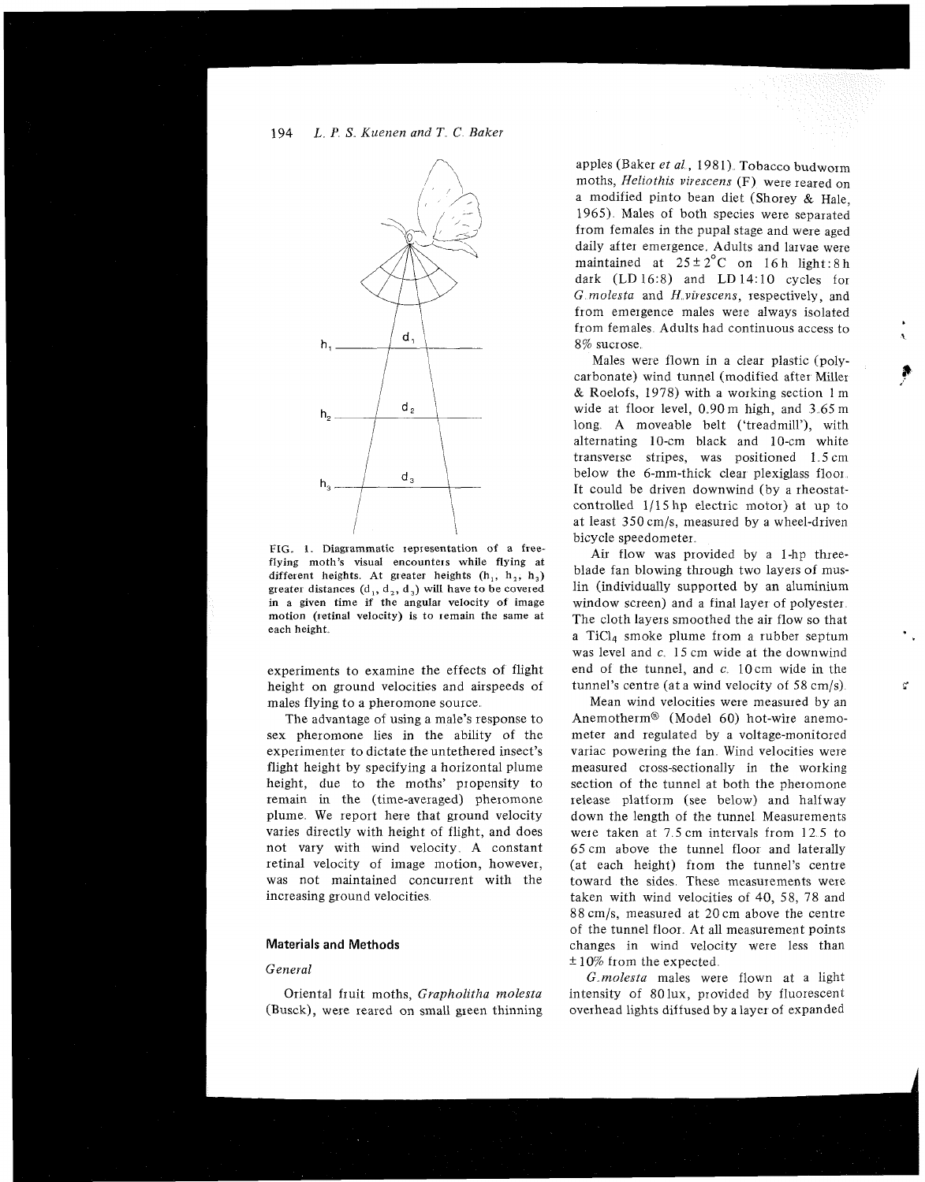FIG. 1. Diagrammatic representation of a free-flying moth's visual encounters while flying at different heights. At greater heights ($h_1$, $h_2$, $h_3$) greater distances ($d_1$, $d_2$, $d_3$) will have to be covered in a given time if the angular velocity of image motion (retinal velocity) is to remain the same at each height.

experiments to examine the effects of flight height on ground velocities and airspeeds of males flying to a pheromone source.

The advantage of using a male's response to sex pheromone lies in the ability of the experimenter to dictate the untethered insect's flight height by specifying a horizontal plume height, due to the moths' propensity to remain in the (time-averaged) pheromone plume. We report here that ground velocity varies directly with height of flight, and does not vary with wind velocity. A constant retinal velocity of image motion, however, was not maintained concurrent with the increasing ground velocities.

## Materials and Methods

### *General*

Oriental fruit moths, *Grapholitha molesta* (Busck), were reared on small green thinning apples (Baker *et al.*, 1981). Tobacco budworm moths, *Heliothis virescens* (F) were reared on a modified pinto bean diet (Shorey & Hale, 1965). Males of both species were separated from females in the pupal stage and were aged daily after emergence. Adults and larvae were maintained at 25±2°C on 16 h light:8 h dark (LD 16:8) and LD 14:10 cycles for *G. molesta* and *H. virescens*, respectively, and from emergence males were always isolated from females. Adults had continuous access to 8% sucrose.

Males were flown in a clear plastic (polycarbonate) wind tunnel (modified after Miller & Roelofs, 1978) with a working section 1 m wide at floor level, 0.90 m high, and 3.65 m long. A moveable belt ('treadmill'), with alternating 10-cm black and 10-cm white transverse stripes, was positioned 1.5 cm below the 6-mm-thick clear plexiglass floor. It could be driven downwind (by a rheostat-controlled 1/15 hp electric motor) at up to at least 350 cm/s, measured by a wheel-driven bicycle speedometer.

Air flow was provided by a 1-hp three-blade fan blowing through two layers of muslin (individually supported by an aluminium window screen) and a final layer of polyester. The cloth layers smoothed the air flow so that a $TiCl_4$ smoke plume from a rubber septum was level and *c.* 15 cm wide at the downwind end of the tunnel, and *c.* 10 cm wide in the tunnel's centre (at a wind velocity of 58 cm/s).

Mean wind velocities were measured by an Anemotherm® (Model 60) hot-wire anemometer and regulated by a voltage-monitored variac powering the fan. Wind velocities were measured cross-sectionally in the working section of the tunnel at both the pheromone release platform (see below) and halfway down the length of the tunnel. Measurements were taken at 7.5 cm intervals from 12.5 to 65 cm above the tunnel floor and laterally (at each height) from the tunnel's centre toward the sides. These measurements were taken with wind velocities of 40, 58, 78 and 88 cm/s, measured at 20 cm above the centre of the tunnel floor. At all measurement points changes in wind velocity were less than ±10% from the expected.

*G. molesta* males were flown at a light intensity of 80 lux, provided by fluorescent overhead lights diffused by a layer of expanded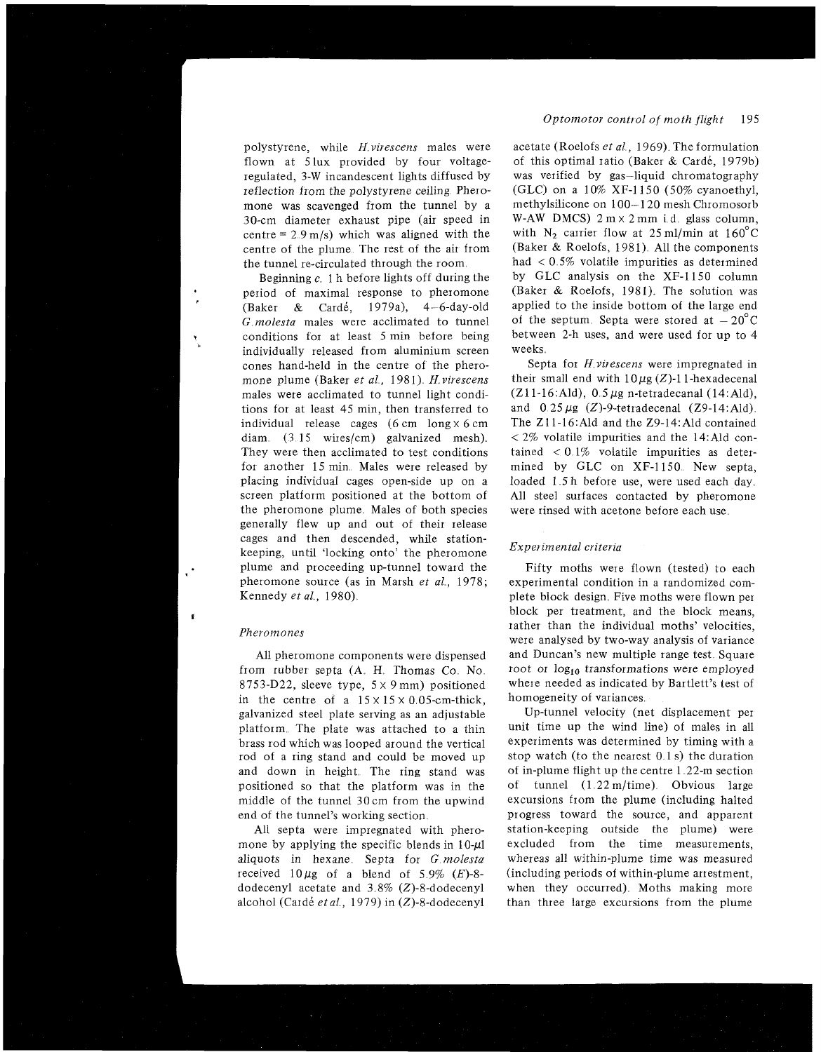polystyrene, while *H.virescens* males were flown at 5 lux provided by four voltage-regulated, 3-W incandescent lights diffused by reflection from the polystyrene ceiling. Pheromone was scavenged from the tunnel by a 30-cm diameter exhaust pipe (air speed in centre = 2.9 m/s) which was aligned with the centre of the plume. The rest of the air from the tunnel re-circulated through the room.

Beginning *c.* 1 h before lights off during the period of maximal response to pheromone (Baker & Cardé, 1979a), 4–6-day-old *G.molesta* males were acclimated to tunnel conditions for at least 5 min before being individually released from aluminium screen cones hand-held in the centre of the pheromone plume (Baker *et al.*, 1981). *H.virescens* males were acclimated to tunnel light conditions for at least 45 min, then transferred to individual release cages (6 cm long × 6 cm diam. (3.15 wires/cm) galvanized mesh). They were then acclimated to test conditions for another 15 min. Males were released by placing individual cages open-side up on a screen platform positioned at the bottom of the pheromone plume. Males of both species generally flew up and out of their release cages and then descended, while station-keeping, until 'locking onto' the pheromone plume and proceeding up-tunnel toward the pheromone source (as in Marsh *et al.*, 1978; Kennedy *et al.*, 1980).

### *Pheromones*

All pheromone components were dispensed from rubber septa (A. H. Thomas Co. No. 8753-D22, sleeve type, 5 × 9 mm) positioned in the centre of a 15 × 15 × 0.05-cm-thick, galvanized steel plate serving as an adjustable platform. The plate was attached to a thin brass rod which was looped around the vertical rod of a ring stand and could be moved up and down in height. The ring stand was positioned so that the platform was in the middle of the tunnel 30 cm from the upwind end of the tunnel's working section.

All septa were impregnated with pheromone by applying the specific blends in 10-μl aliquots in hexane. Septa for *G.molesta* received 10 μg of a blend of 5.9% (*E*)-8-dodecenyl acetate and 3.8% (*Z*)-8-dodecenyl alcohol (Cardé *et al.*, 1979) in (*Z*)-8-dodecenyl acetate (Roelofs *et al.*, 1969). The formulation of this optimal ratio (Baker & Cardé, 1979b) was verified by gas–liquid chromatography (GLC) on a 10% XF-1150 (50% cyanoethyl, methylsilicone on 100–120 mesh Chromosorb W-AW DMCS) 2 m × 2 mm i.d. glass column, with $N_2$ carrier flow at 25 ml/min at 160°C (Baker & Roelofs, 1981). All the components had < 0.5% volatile impurities as determined by GLC analysis on the XF-1150 column (Baker & Roelofs, 1981). The solution was applied to the inside bottom of the large end of the septum. Septa were stored at −20°C between 2-h uses, and were used for up to 4 weeks.

Septa for *H.virescens* were impregnated in their small end with 10 μg (*Z*)-11-hexadecenal (Z11-16:Ald), 0.5 μg n-tetradecanal (14:Ald), and 0.25 μg (*Z*)-9-tetradecenal (Z9-14:Ald). The Z11-16:Ald and the Z9-14:Ald contained < 2% volatile impurities and the 14:Ald contained < 0.1% volatile impurities as determined by GLC on XF-1150. New septa, loaded 1.5 h before use, were used each day. All steel surfaces contacted by pheromone were rinsed with acetone before each use.

### *Experimental criteria*

Fifty moths were flown (tested) to each experimental condition in a randomized complete block design. Five moths were flown per block per treatment, and the block means, rather than the individual moths' velocities, were analysed by two-way analysis of variance and Duncan's new multiple range test. Square root or $\log_{10}$ transformations were employed where needed as indicated by Bartlett's test of homogeneity of variances.

Up-tunnel velocity (net displacement per unit time up the wind line) of males in all experiments was determined by timing with a stop watch (to the nearest 0.1 s) the duration of in-plume flight up the centre 1.22-m section of tunnel (1.22 m/time). Obvious large excursions from the plume (including halted progress toward the source, and apparent station-keeping outside the plume) were excluded from the time measurements, whereas all within-plume time was measured (including periods of within-plume arrestment, when they occurred). Moths making more than three large excursions from the plume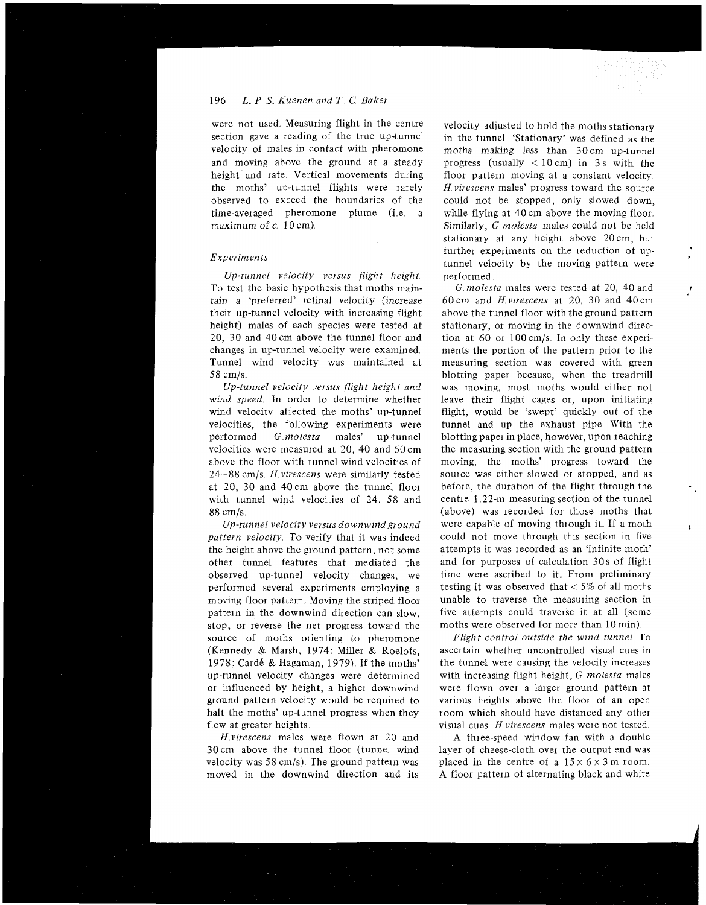were not used. Measuring flight in the centre section gave a reading of the true up-tunnel velocity of males in contact with pheromone and moving above the ground at a steady height and rate. Vertical movements during the moths' up-tunnel flights were rarely observed to exceed the boundaries of the time-averaged pheromone plume (i.e. a maximum of *c.* 10 cm).

### *Experiments*

*Up-tunnel velocity versus flight height.* To test the basic hypothesis that moths maintain a 'preferred' retinal velocity (increase their up-tunnel velocity with increasing flight height) males of each species were tested at 20, 30 and 40 cm above the tunnel floor and changes in up-tunnel velocity were examined. Tunnel wind velocity was maintained at 58 cm/s.

*Up-tunnel velocity versus flight height and wind speed.* In order to determine whether wind velocity affected the moths' up-tunnel velocities, the following experiments were performed. *G. molesta* males' up-tunnel velocities were measured at 20, 40 and 60 cm above the floor with tunnel wind velocities of 24–88 cm/s. *H. virescens* were similarly tested at 20, 30 and 40 cm above the tunnel floor with tunnel wind velocities of 24, 58 and 88 cm/s.

*Up-tunnel velocity versus downwind ground pattern velocity.* To verify that it was indeed the height above the ground pattern, not some other tunnel features that mediated the observed up-tunnel velocity changes, we performed several experiments employing a moving floor pattern. Moving the striped floor pattern in the downwind direction can slow, stop, or reverse the net progress toward the source of moths orienting to pheromone (Kennedy & Marsh, 1974; Miller & Roelofs, 1978; Cardé & Hagaman, 1979). If the moths' up-tunnel velocity changes were determined or influenced by height, a higher downwind ground pattern velocity would be required to halt the moths' up-tunnel progress when they flew at greater heights.

*H. virescens* males were flown at 20 and 30 cm above the tunnel floor (tunnel wind velocity was 58 cm/s). The ground pattern was moved in the downwind direction and its velocity adjusted to hold the moths stationary in the tunnel. 'Stationary' was defined as the moths making less than 30 cm up-tunnel progress (usually < 10 cm) in 3 s with the floor pattern moving at a constant velocity. *H. virescens* males' progress toward the source could not be stopped, only slowed down, while flying at 40 cm above the moving floor. Similarly, *G. molesta* males could not be held stationary at any height above 20 cm, but further experiments on the reduction of up-tunnel velocity by the moving pattern were performed.

*G. molesta* males were tested at 20, 40 and 60 cm and *H. virescens* at 20, 30 and 40 cm above the tunnel floor with the ground pattern stationary, or moving in the downwind direction at 60 or 100 cm/s. In only these experiments the portion of the pattern prior to the measuring section was covered with green blotting paper because, when the treadmill was moving, most moths would either not leave their flight cages or, upon initiating flight, would be 'swept' quickly out of the tunnel and up the exhaust pipe. With the blotting paper in place, however, upon reaching the measuring section with the ground pattern moving, the moths' progress toward the source was either slowed or stopped, and as before, the duration of the flight through the centre 1.22-m measuring section of the tunnel (above) was recorded for those moths that were capable of moving through it. If a moth could not move through this section in five attempts it was recorded as an 'infinite moth' and for purposes of calculation 30 s of flight time were ascribed to it. From preliminary testing it was observed that < 5% of all moths unable to traverse the measuring section in five attempts could traverse it at all (some moths were observed for more than 10 min).

*Flight control outside the wind tunnel.* To ascertain whether uncontrolled visual cues in the tunnel were causing the velocity increases with increasing flight height, *G. molesta* males were flown over a larger ground pattern at various heights above the floor of an open room which should have distanced any other visual cues. *H. virescens* males were not tested.

A three-speed window fan with a double layer of cheese-cloth over the output end was placed in the centre of a 15 × 6 × 3 m room. A floor pattern of alternating black and white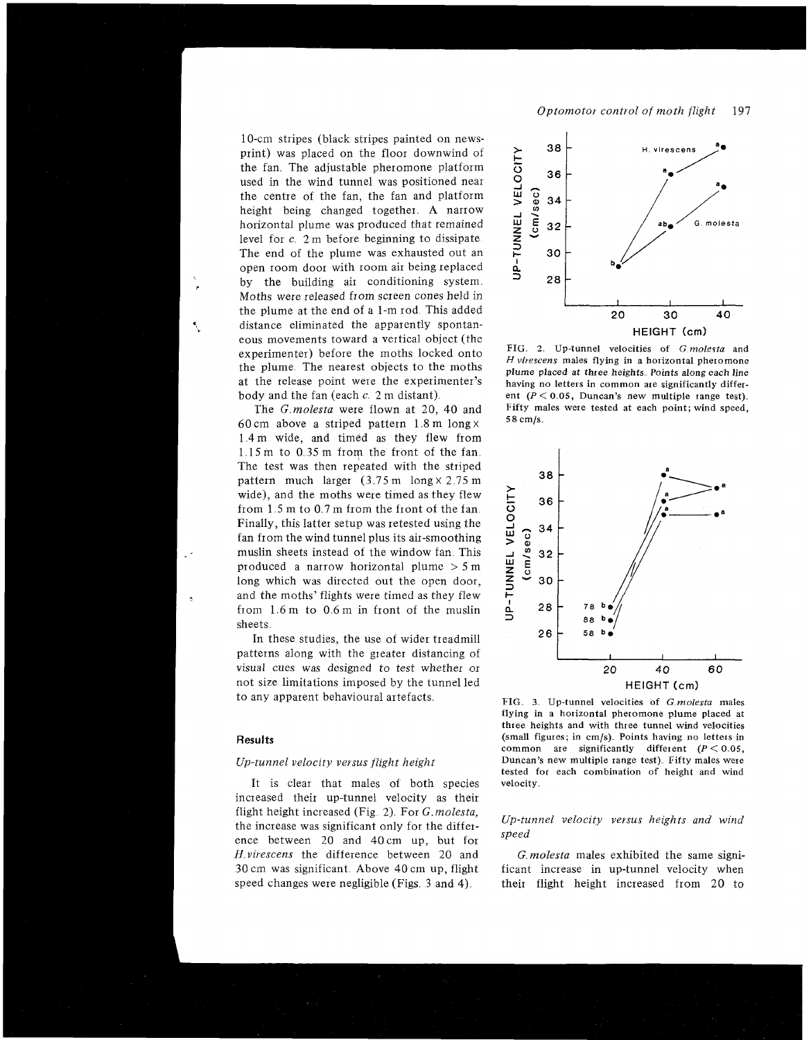10-cm stripes (black stripes painted on newsprint) was placed on the floor downwind of the fan. The adjustable pheromone platform used in the wind tunnel was positioned near the centre of the fan, the fan and platform height being changed together. A narrow horizontal plume was produced that remained level for *c.* 2 m before beginning to dissipate. The end of the plume was exhausted out an open room door with room air being replaced by the building air conditioning system. Moths were released from screen cones held in the plume at the end of a 1-m rod. This added distance eliminated the apparently spontaneous movements toward a vertical object (the experimenter) before the moths locked onto the plume. The nearest objects to the moths at the release point were the experimenter's body and the fan (each *c.* 2 m distant).

The *G.molesta* were flown at 20, 40 and 60 cm above a striped pattern 1.8 m long × 1.4 m wide, and timed as they flew from 1.15 m to 0.35 m from the front of the fan. The test was then repeated with the striped pattern much larger (3.75 m long × 2.75 m wide), and the moths were timed as they flew from 1.5 m to 0.7 m from the front of the fan. Finally, this latter setup was retested using the fan from the wind tunnel plus its air-smoothing muslin sheets instead of the window fan. This produced a narrow horizontal plume > 5 m long which was directed out the open door, and the moths' flights were timed as they flew from 1.6 m to 0.6 m in front of the muslin sheets.

In these studies, the use of wider treadmill patterns along with the greater distancing of visual cues was designed to test whether or not size limitations imposed by the tunnel led to any apparent behavioural artefacts.

## Results

### *Up-tunnel velocity versus flight height*

It is clear that males of both species increased their up-tunnel velocity as their flight height increased (Fig. 2). For *G.molesta*, the increase was significant only for the difference between 20 and 40 cm up, but for *H.virescens* the difference between 20 and 30 cm was significant. Above 40 cm up, flight speed changes were negligible (Figs. 3 and 4).

FIG. 2. Up-tunnel velocities of *G.molesta* and *H.virescens* males flying in a horizontal pheromone plume placed at three heights. Points along each line having no letters in common are significantly different ($P < 0.05$, Duncan's new multiple range test). Fifty males were tested at each point; wind speed, 58 cm/s.

FIG. 3. Up-tunnel velocities of *G.molesta* males flying in a horizontal pheromone plume placed at three heights and with three tunnel wind velocities (small figures; in cm/s). Points having no letters in common are significantly different ($P < 0.05$, Duncan's new multiple range test). Fifty males were tested for each combination of height and wind velocity.

### *Up-tunnel velocity versus heights and wind speed*

*G.molesta* males exhibited the same significant increase in up-tunnel velocity when their flight height increased from 20 to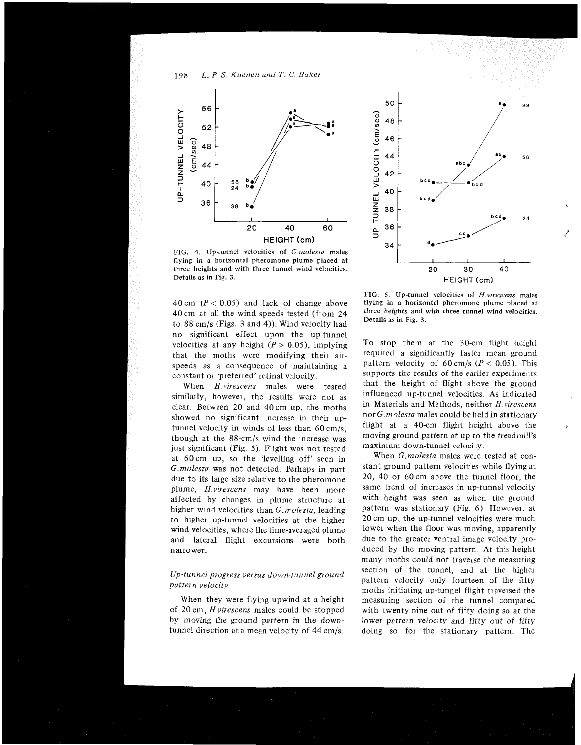FIG. 4. Up-tunnel velocities of *G.molesta* males flying in a horizontal pheromone plume placed at three heights and with three tunnel wind velocities. Details as in Fig. 3.

FIG. 5. Up-tunnel velocities of *H.virescens* males flying in a horizontal pheromone plume placed at three heights and with three tunnel wind velocities. Details as in Fig. 3.

40 cm ($P < 0.05$) and lack of change above 40 cm at all the wind speeds tested (from 24 to 88 cm/s (Figs. 3 and 4)). Wind velocity had no significant effect upon the up-tunnel velocities at any height ($P > 0.05$), implying that the moths were modifying their airspeeds as a consequence of maintaining a constant or 'preferred' retinal velocity.

When *H.virescens* males were tested similarly, however, the results were not as clear. Between 20 and 40 cm up, the moths showed no significant increase in their up-tunnel velocity in winds of less than 60 cm/s, though at the 88-cm/s wind the increase was just significant (Fig. 5). Flight was not tested at 60 cm up, so the 'levelling off' seen in *G.molesta* was not detected. Perhaps in part due to its large size relative to the pheromone plume, *H.virescens* may have been more affected by changes in plume structure at higher wind velocities than *G.molesta*, leading to higher up-tunnel velocities at the higher wind velocities, where the time-averaged plume and lateral flight excursions were both narrower.

### *Up-tunnel progress versus down-tunnel ground pattern velocity*

When they were flying upwind at a height of 20 cm, *H.virescens* males could be stopped by moving the ground pattern in the down-tunnel direction at a mean velocity of 44 cm/s. To stop them at the 30-cm flight height required a significantly faster mean ground pattern velocity of 60 cm/s ($P < 0.05$). This supports the results of the earlier experiments that the height of flight above the ground influenced up-tunnel velocities. As indicated in Materials and Methods, neither *H.virescens* nor *G.molesta* males could be held in stationary flight at a 40-cm flight height above the moving ground pattern at up to the treadmill's maximum down-tunnel velocity.

When *G.molesta* males were tested at constant ground pattern velocities while flying at 20, 40 or 60 cm above the tunnel floor, the same trend of increases in up-tunnel velocity with height was seen as when the ground pattern was stationary (Fig. 6). However, at 20 cm up, the up-tunnel velocities were much lower when the floor was moving, apparently due to the greater ventral image velocity produced by the moving pattern. At this height many moths could not traverse the measuring section of the tunnel, and at the higher pattern velocity only fourteen of the fifty moths initiating up-tunnel flight traversed the measuring section of the tunnel compared with twenty-nine out of fifty doing so at the lower pattern velocity and fifty out of fifty doing so for the stationary pattern. The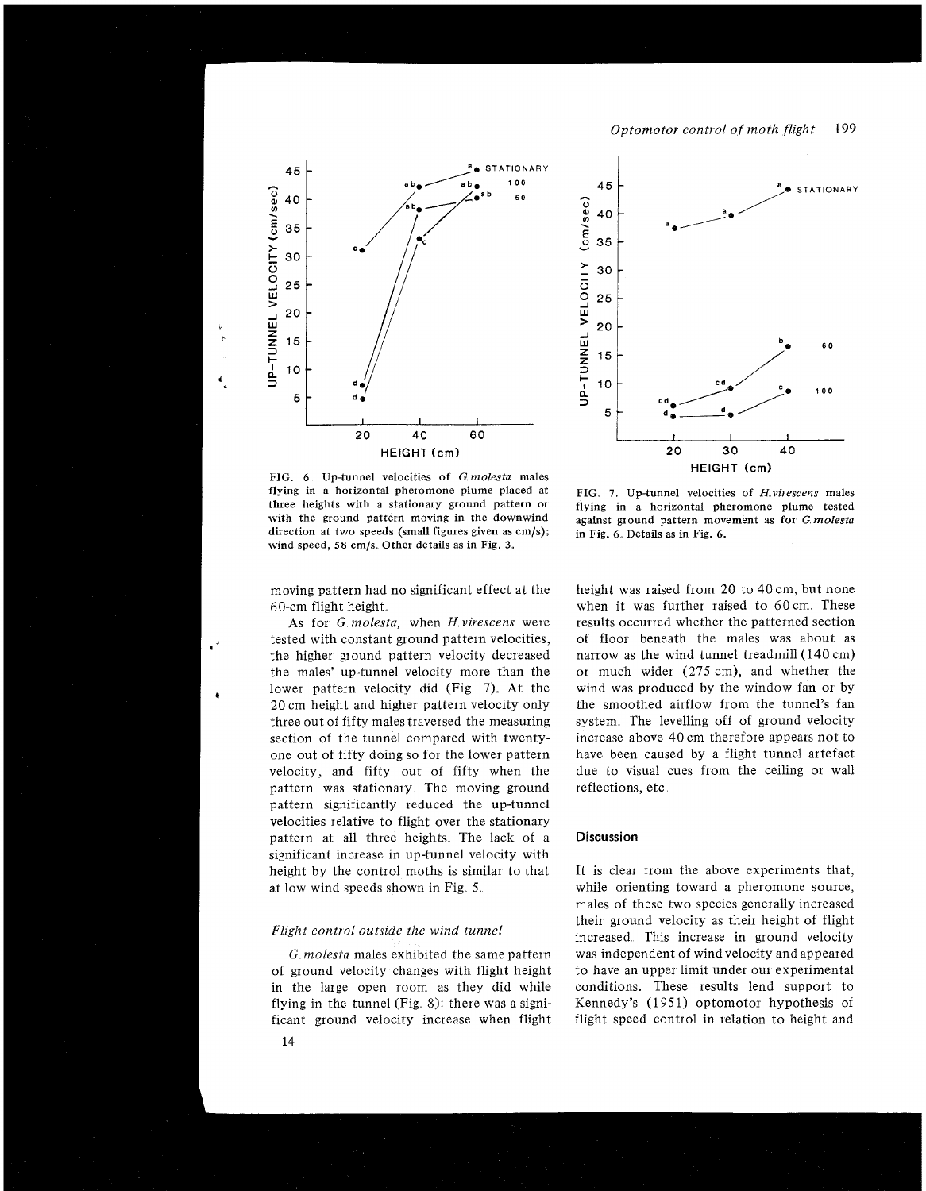FIG. 6. Up-tunnel velocities of *G. molesta* males flying in a horizontal pheromone plume placed at three heights with a stationary ground pattern or with the ground pattern moving in the downwind direction at two speeds (small figures given as cm/s); wind speed, 58 cm/s. Other details as in Fig. 3.

FIG. 7. Up-tunnel velocities of *H. virescens* males flying in a horizontal pheromone plume tested against ground pattern movement as for *G. molesta* in Fig. 6. Details as in Fig. 6.

moving pattern had no significant effect at the 60-cm flight height.

As for *G. molesta*, when *H. virescens* were tested with constant ground pattern velocities, the higher ground pattern velocity decreased the males' up-tunnel velocity more than the lower pattern velocity did (Fig. 7). At the 20 cm height and higher pattern velocity only three out of fifty males traversed the measuring section of the tunnel compared with twenty-one out of fifty doing so for the lower pattern velocity, and fifty out of fifty when the pattern was stationary. The moving ground pattern significantly reduced the up-tunnel velocities relative to flight over the stationary pattern at all three heights. The lack of a significant increase in up-tunnel velocity with height by the control moths is similar to that at low wind speeds shown in Fig. 5.

### *Flight control outside the wind tunnel*

*G. molesta* males exhibited the same pattern of ground velocity changes with flight height in the large open room as they did while flying in the tunnel (Fig. 8): there was a significant ground velocity increase when flight height was raised from 20 to 40 cm, but none when it was further raised to 60 cm. These results occurred whether the patterned section of floor beneath the males was about as narrow as the wind tunnel treadmill (140 cm) or much wider (275 cm), and whether the wind was produced by the window fan or by the smoothed airflow from the tunnel's fan system. The levelling off of ground velocity increase above 40 cm therefore appears not to have been caused by a flight tunnel artefact due to visual cues from the ceiling or wall reflections, etc.

## Discussion

It is clear from the above experiments that, while orienting toward a pheromone source, males of these two species generally increased their ground velocity as their height of flight increased. This increase in ground velocity was independent of wind velocity and appeared to have an upper limit under our experimental conditions. These results lend support to Kennedy's (1951) optomotor hypothesis of flight speed control in relation to height and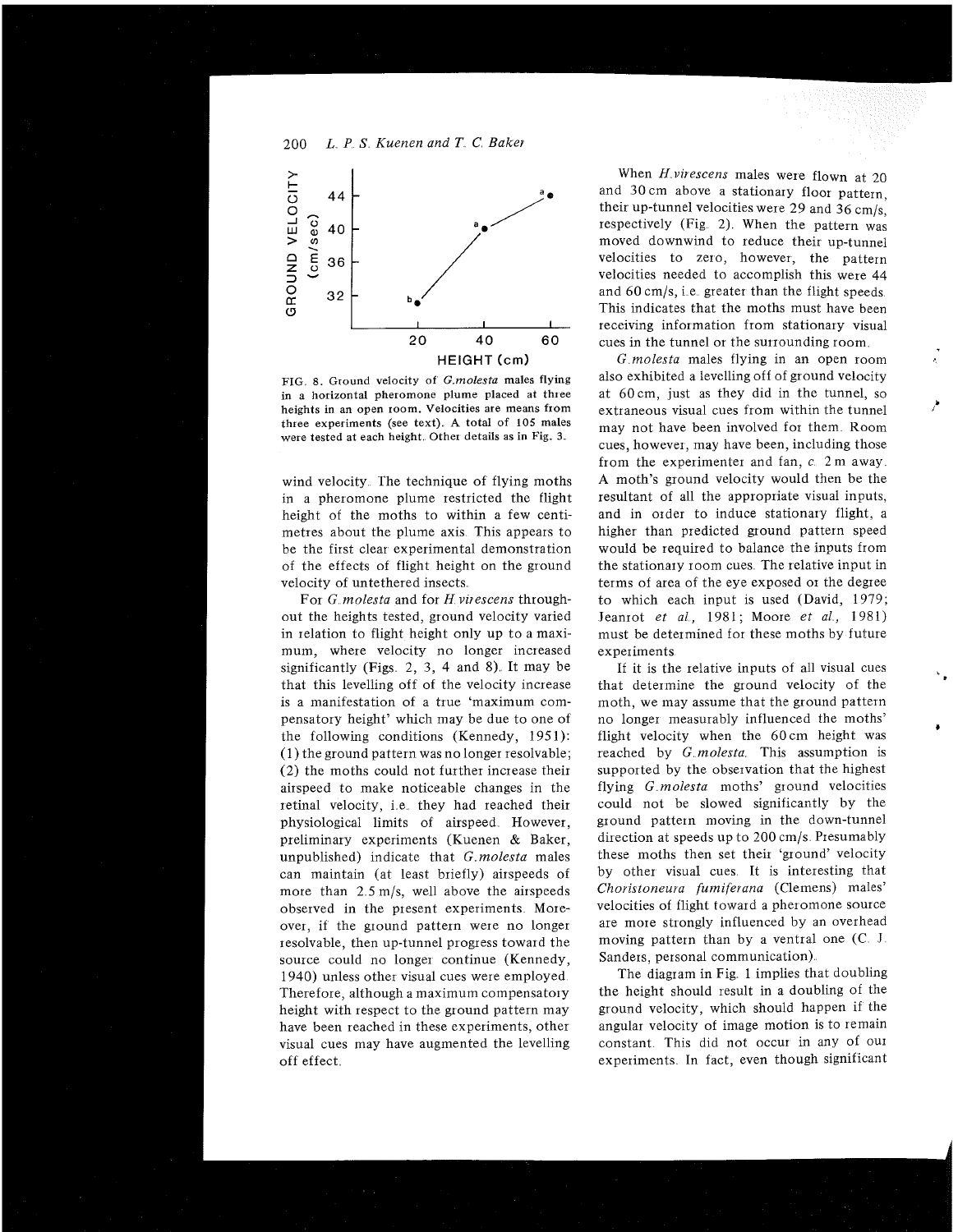FIG. 8. Ground velocity of *G.molesta* males flying in a horizontal pheromone plume placed at three heights in an open room. Velocities are means from three experiments (see text). A total of 105 males were tested at each height. Other details as in Fig. 3.

wind velocity. The technique of flying moths in a pheromone plume restricted the flight height of the moths to within a few centimetres about the plume axis. This appears to be the first clear experimental demonstration of the effects of flight height on the ground velocity of untethered insects.

For *G.molesta* and for *H.virescens* throughout the heights tested, ground velocity varied in relation to flight height only up to a maximum, where velocity no longer increased significantly (Figs. 2, 3, 4 and 8). It may be that this levelling off of the velocity increase is a manifestation of a true 'maximum compensatory height' which may be due to one of the following conditions (Kennedy, 1951): (1) the ground pattern was no longer resolvable; (2) the moths could not further increase their airspeed to make noticeable changes in the retinal velocity, i.e. they had reached their physiological limits of airspeed. However, preliminary experiments (Kuenen & Baker, unpublished) indicate that *G.molesta* males can maintain (at least briefly) airspeeds of more than 2.5 m/s, well above the airspeeds observed in the present experiments. Moreover, if the ground pattern were no longer resolvable, then up-tunnel progress toward the source could no longer continue (Kennedy, 1940) unless other visual cues were employed. Therefore, although a maximum compensatory height with respect to the ground pattern may have been reached in these experiments, other visual cues may have augmented the levelling off effect.

When *H.virescens* males were flown at 20 and 30 cm above a stationary floor pattern, their up-tunnel velocities were 29 and 36 cm/s, respectively (Fig. 2). When the pattern was moved downwind to reduce their up-tunnel velocities to zero, however, the pattern velocities needed to accomplish this were 44 and 60 cm/s, i.e. greater than the flight speeds. This indicates that the moths must have been receiving information from stationary visual cues in the tunnel or the surrounding room.

*G.molesta* males flying in an open room also exhibited a levelling off of ground velocity at 60 cm, just as they did in the tunnel, so extraneous visual cues from within the tunnel may not have been involved for them. Room cues, however, may have been, including those from the experimenter and fan, *c.* 2 m away. A moth's ground velocity would then be the resultant of all the appropriate visual inputs, and in order to induce stationary flight, a higher than predicted ground pattern speed would be required to balance the inputs from the stationary room cues. The relative input in terms of area of the eye exposed or the degree to which each input is used (David, 1979; Jeanrot *et al.*, 1981; Moore *et al.*, 1981) must be determined for these moths by future experiments.

If it is the relative inputs of all visual cues that determine the ground velocity of the moth, we may assume that the ground pattern no longer measurably influenced the moths' flight velocity when the 60 cm height was reached by *G.molesta*. This assumption is supported by the observation that the highest flying *G.molesta* moths' ground velocities could not be slowed significantly by the ground pattern moving in the down-tunnel direction at speeds up to 200 cm/s. Presumably these moths then set their 'ground' velocity by other visual cues. It is interesting that *Choristoneura fumiferana* (Clemens) males' velocities of flight toward a pheromone source are more strongly influenced by an overhead moving pattern than by a ventral one (C. J. Sanders, personal communication).

The diagram in Fig. 1 implies that doubling the height should result in a doubling of the ground velocity, which should happen if the angular velocity of image motion is to remain constant. This did not occur in any of our experiments. In fact, even though significant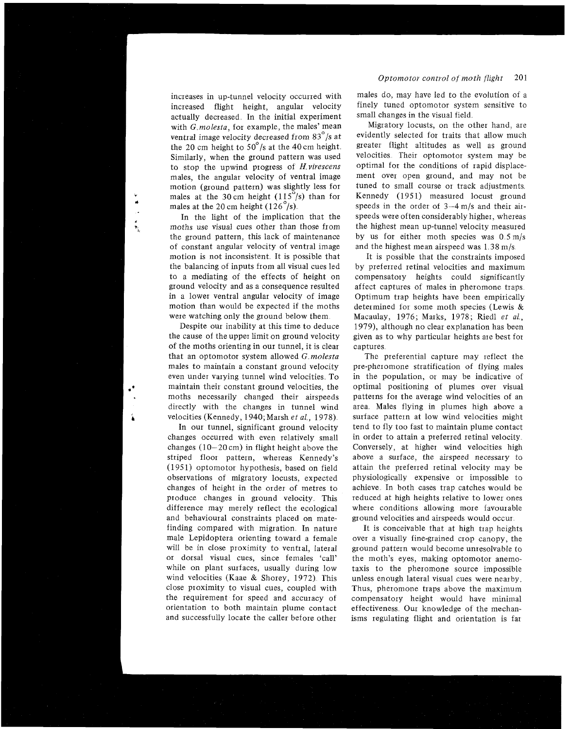increases in up-tunnel velocity occurred with increased flight height, angular velocity actually decreased. In the initial experiment with *G. molesta*, for example, the males' mean ventral image velocity decreased from 83°/s at the 20 cm height to 50°/s at the 40 cm height. Similarly, when the ground pattern was used to stop the upwind progress of *H. virescens* males, the angular velocity of ventral image motion (ground pattern) was slightly less for males at the 30 cm height (115°/s) than for males at the 20 cm height (126°/s).

In the light of the implication that the moths use visual cues other than those from the ground pattern, this lack of maintenance of constant angular velocity of ventral image motion is not inconsistent. It is possible that the balancing of inputs from all visual cues led to a mediating of the effects of height on ground velocity and as a consequence resulted in a lower ventral angular velocity of image motion than would be expected if the moths were watching only the ground below them.

Despite our inability at this time to deduce the cause of the upper limit on ground velocity of the moths orienting in our tunnel, it is clear that an optomotor system allowed *G. molesta* males to maintain a constant ground velocity even under varying tunnel wind velocities. To maintain their constant ground velocities, the moths necessarily changed their airspeeds directly with the changes in tunnel wind velocities (Kennedy, 1940; Marsh *et al.*, 1978).

In our tunnel, significant ground velocity changes occurred with even relatively small changes (10–20 cm) in flight height above the striped floor pattern, whereas Kennedy's (1951) optomotor hypothesis, based on field observations of migratory locusts, expected changes of height in the order of metres to produce changes in ground velocity. This difference may merely reflect the ecological and behavioural constraints placed on mate-finding compared with migration. In nature male Lepidoptera orienting toward a female will be in close proximity to ventral, lateral or dorsal visual cues, since females 'call' while on plant surfaces, usually during low wind velocities (Kaae & Shorey, 1972). This close proximity to visual cues, coupled with the requirement for speed and accuracy of orientation to both maintain plume contact and successfully locate the caller before other males do, may have led to the evolution of a finely tuned optomotor system sensitive to small changes in the visual field.

Migratory locusts, on the other hand, are evidently selected for traits that allow much greater flight altitudes as well as ground velocities. Their optomotor system may be optimal for the conditions of rapid displacement over open ground, and may not be tuned to small course or track adjustments. Kennedy (1951) measured locust ground speeds in the order of 3–4 m/s and their airspeeds were often considerably higher, whereas the highest mean up-tunnel velocity measured by us for either moth species was 0.5 m/s and the highest mean airspeed was 1.38 m/s.

It is possible that the constraints imposed by preferred retinal velocities and maximum compensatory heights could significantly affect captures of males in pheromone traps. Optimum trap heights have been empirically determined for some moth species (Lewis & Macaulay, 1976; Marks, 1978; Riedl *et al.*, 1979), although no clear explanation has been given as to why particular heights are best for captures.

The preferential capture may reflect the pre-pheromone stratification of flying males in the population, or may be indicative of optimal positioning of plumes over visual patterns for the average wind velocities of an area. Males flying in plumes high above a surface pattern at low wind velocities might tend to fly too fast to maintain plume contact in order to attain a preferred retinal velocity. Conversely, at higher wind velocities high above a surface, the airspeed necessary to attain the preferred retinal velocity may be physiologically expensive or impossible to achieve. In both cases trap catches would be reduced at high heights relative to lower ones where conditions allowing more favourable ground velocities and airspeeds would occur.

It is conceivable that at high trap heights over a visually fine-grained crop canopy, the ground pattern would become unresolvable to the moth's eyes, making optomotor anemotaxis to the pheromone source impossible unless enough lateral visual cues were nearby. Thus, pheromone traps above the maximum compensatory height would have minimal effectiveness. Our knowledge of the mechanisms regulating flight and orientation is far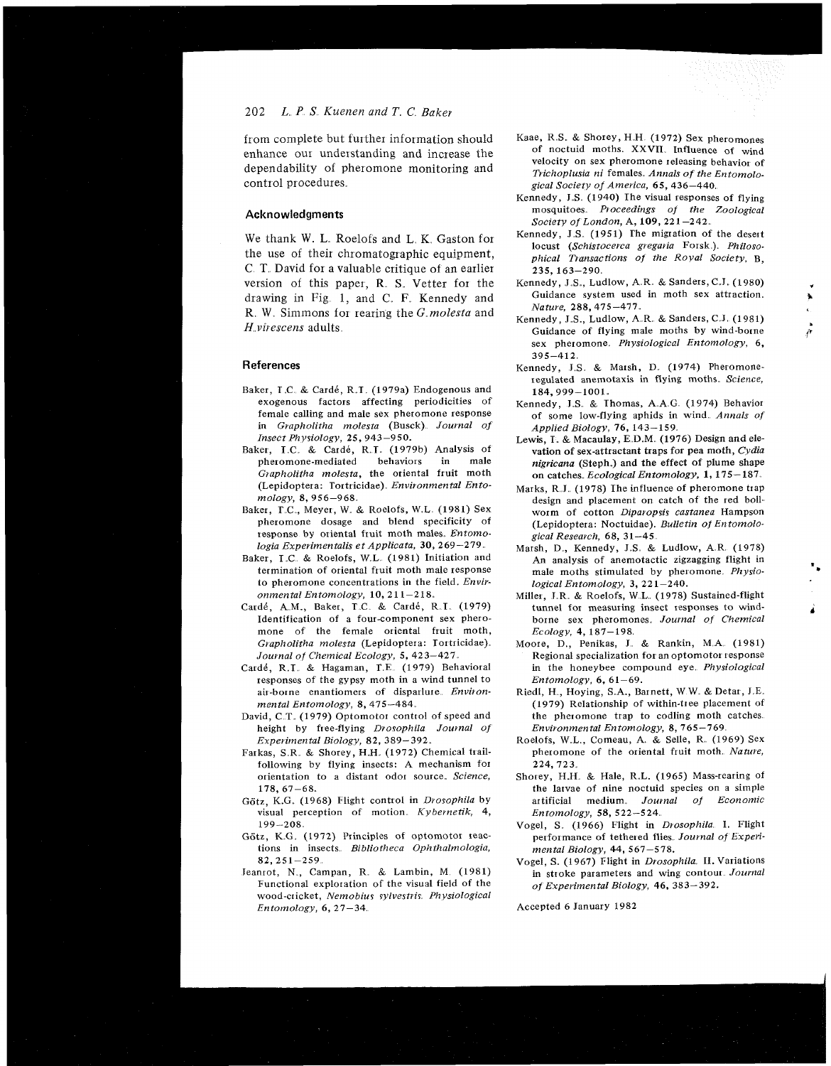from complete but further information should enhance our understanding and increase the dependability of pheromone monitoring and control procedures.

## Acknowledgments

We thank W. L. Roelofs and L. K. Gaston for the use of their chromatographic equipment, C. T. David for a valuable critique of an earlier version of this paper, R. S. Vetter for the drawing in Fig. 1, and C. F. Kennedy and R. W. Simmons for rearing the *G. molesta* and *H. virescens* adults.

## References

Baker, T.C. & Cardé, R.T. (1979a) Endogenous and exogenous factors affecting periodicities of female calling and male sex pheromone response in *Grapholitha molesta* (Busck). *Journal of Insect Physiology*, **25**, 943–950.

Baker, T.C. & Cardé, R.T. (1979b) Analysis of pheromone-mediated behaviors in male *Grapholitha molesta*, the oriental fruit moth (Lepidoptera: Tortricidae). *Environmental Entomology*, **8**, 956–968.

Baker, T.C., Meyer, W. & Roelofs, W.L. (1981) Sex pheromone dosage and blend specificity of response by oriental fruit moth males. *Entomologia Experimentalis et Applicata*, **30**, 269–279.

Baker, T.C. & Roelofs, W.L. (1981) Initiation and termination of oriental fruit moth male response to pheromone concentrations in the field. *Environmental Entomology*, **10**, 211–218.

Cardé, A.M., Baker, T.C. & Cardé, R.T. (1979) Identification of a four-component sex pheromone of the female oriental fruit moth, *Grapholitha molesta* (Lepidoptera: Tortricidae). *Journal of Chemical Ecology*, **5**, 423–427.

Cardé, R.T. & Hagaman, T.E. (1979) Behavioral responses of the gypsy moth in a wind tunnel to air-borne enantiomers of disparlure. *Environmental Entomology*, **8**, 475–484.

David, C.T. (1979) Optomotor control of speed and height by free-flying *Drosophila*. *Journal of Experimental Biology*, **82**, 389–392.

Farkas, S.R. & Shorey, H.H. (1972) Chemical trail-following by flying insects: A mechanism for orientation to a distant odor source. *Science*, **178**, 67–68.

Götz, K.G. (1968) Flight control in *Drosophila* by visual perception of motion. *Kybernetik*, **4**, 199–208.

Götz, K.G. (1972) Principles of optomotor reactions in insects. *Bibliotheca Ophthalmologia*, **82**, 251–259.

Jeanrot, N., Campan, R. & Lambin, M. (1981) Functional exploration of the visual field of the wood-cricket, *Nemobius sylvestris*. *Physiological Entomology*, **6**, 27–34.

Kaae, R.S. & Shorey, H.H. (1972) Sex pheromones of noctuid moths. XXVII. Influence of wind velocity on sex pheromone releasing behavior of *Trichoplusia ni* females. *Annals of the Entomological Society of America*, **65**, 436–440.

Kennedy, J.S. (1940) The visual responses of flying mosquitoes. *Proceedings of the Zoological Society of London*, A, **109**, 221–242.

Kennedy, J.S. (1951) The migration of the desert locust (*Schistocerca gregaria* Forsk.). *Philosophical Transactions of the Royal Society*, B, **235**, 163–290.

Kennedy, J.S., Ludlow, A.R. & Sanders, C.J. (1980) Guidance system used in moth sex attraction. *Nature*, **288**, 475–477.

Kennedy, J.S., Ludlow, A.R. & Sanders, C.J. (1981) Guidance of flying male moths by wind-borne sex pheromone. *Physiological Entomology*, **6**, 395–412.

Kennedy, J.S. & Marsh, D. (1974) Pheromone-regulated anemotaxis in flying moths. *Science*, **184**, 999–1001.

Kennedy, J.S. & Thomas, A.A.G. (1974) Behavior of some low-flying aphids in wind. *Annals of Applied Biology*, **76**, 143–159.

Lewis, T. & Macaulay, E.D.M. (1976) Design and elevation of sex-attractant traps for pea moth, *Cydia nigricana* (Steph.) and the effect of plume shape on catches. *Ecological Entomology*, **1**, 175–187.

Marks, R.J. (1978) The influence of pheromone trap design and placement on catch of the red bollworm of cotton *Diparopsis castanea* Hampson (Lepidoptera: Noctuidae). *Bulletin of Entomological Research*, **68**, 31–45.

Marsh, D., Kennedy, J.S. & Ludlow, A.R. (1978) An analysis of anemotactic zigzagging flight in male moths stimulated by pheromone. *Physiological Entomology*, **3**, 221–240.

Miller, J.R. & Roelofs, W.L. (1978) Sustained-flight tunnel for measuring insect responses to wind-borne sex pheromones. *Journal of Chemical Ecology*, **4**, 187–198.

Moore, D., Penikas, J. & Rankin, M.A. (1981) Regional specialization for an optomotor response in the honeybee compound eye. *Physiological Entomology*, **6**, 61–69.

Riedl, H., Hoying, S.A., Barnett, W.W. & Detar, J.E. (1979) Relationship of within-tree placement of the pheromone trap to codling moth catches. *Environmental Entomology*, **8**, 765–769.

Roelofs, W.L., Comeau, A. & Selle, R. (1969) Sex pheromone of the oriental fruit moth. *Nature*, **224**, 723.

Shorey, H.H. & Hale, R.L. (1965) Mass-rearing of the larvae of nine noctuid species on a simple artificial medium. *Journal of Economic Entomology*, **58**, 522–524.

Vogel, S. (1966) Flight in *Drosophila*. I. Flight performance of tethered flies. *Journal of Experimental Biology*, **44**, 567–578.

Vogel, S. (1967) Flight in *Drosophila*. II. Variations in stroke parameters and wing contour. *Journal of Experimental Biology*, **46**, 383–392.

Accepted 6 January 1982